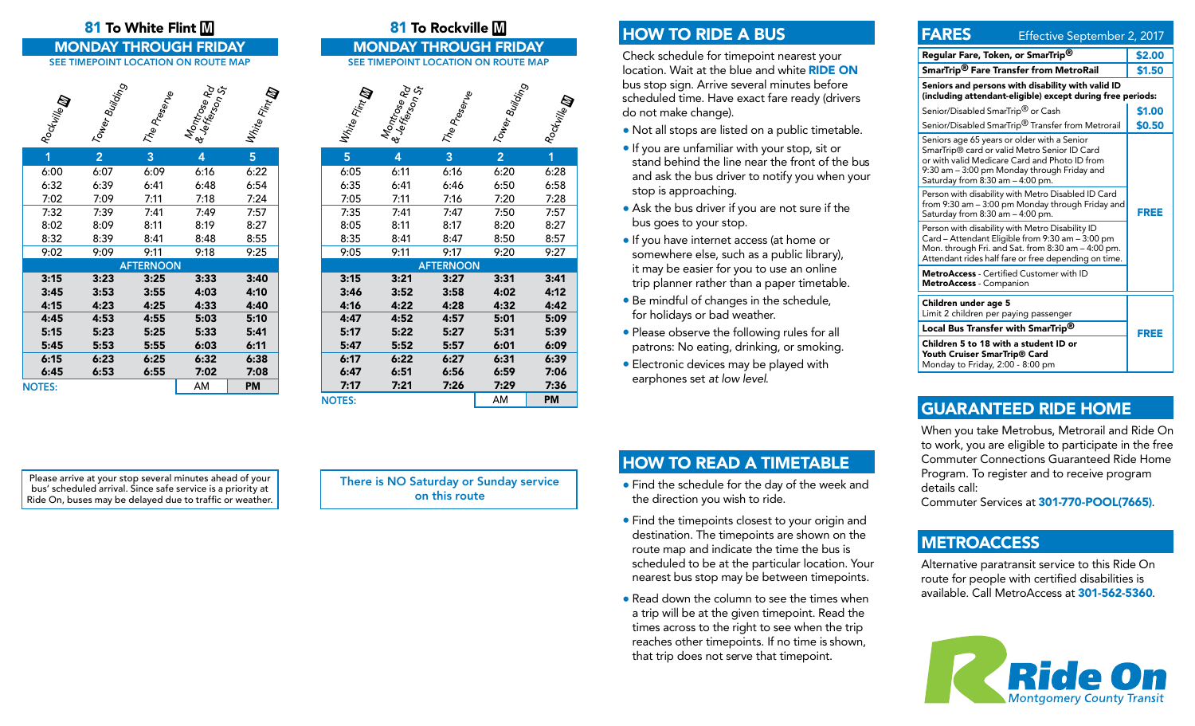## 81 To White Flint Ⓜ

### MONDAY THROUGH FRIDAY

SEE TIMEPOINT LOCATION ON ROUTE MAP

| Rockville Ⓜ | Tower Building | The Preserve | Montrose Rd & Jefferson St | White Flint Ⓜ |
|---|---|---|---|---|
| 1 | 2 | 3 | 4 | 5 |
| 6:00 | 6:07 | 6:09 | 6:16 | 6:22 |
| 6:32 | 6:39 | 6:41 | 6:48 | 6:54 |
| 7:02 | 7:09 | 7:11 | 7:18 | 7:24 |
| 7:32 | 7:39 | 7:41 | 7:49 | 7:57 |
| 8:02 | 8:09 | 8:11 | 8:19 | 8:27 |
| 8:32 | 8:39 | 8:41 | 8:48 | 8:55 |
| 9:02 | 9:09 | 9:11 | 9:18 | 9:25 |
| AFTERNOON | | | | |
| **3:15** | **3:23** | **3:25** | **3:33** | **3:40** |
| **3:45** | **3:53** | **3:55** | **4:03** | **4:10** |
| **4:15** | **4:23** | **4:25** | **4:33** | **4:40** |
| **4:45** | **4:53** | **4:55** | **5:03** | **5:10** |
| **5:15** | **5:23** | **5:25** | **5:33** | **5:41** |
| **5:45** | **5:53** | **5:55** | **6:03** | **6:11** |
| **6:15** | **6:23** | **6:25** | **6:32** | **6:38** |
| **6:45** | **6:53** | **6:55** | **7:02** | **7:08** |

NOTES: AM **PM**

Please arrive at your stop several minutes ahead of your bus' scheduled arrival. Since safe service is a priority at Ride On, buses may be delayed due to traffic or weather.

## 81 To Rockville Ⓜ

### MONDAY THROUGH FRIDAY

SEE TIMEPOINT LOCATION ON ROUTE MAP

| White Flint Ⓜ | Montrose Rd & Jefferson St | The Preserve | Tower Building | Rockville Ⓜ |
|---|---|---|---|---|
| 5 | 4 | 3 | 2 | 1 |
| 6:05 | 6:11 | 6:16 | 6:20 | 6:28 |
| 6:35 | 6:41 | 6:46 | 6:50 | 6:58 |
| 7:05 | 7:11 | 7:16 | 7:20 | 7:28 |
| 7:35 | 7:41 | 7:47 | 7:50 | 7:57 |
| 8:05 | 8:11 | 8:17 | 8:20 | 8:27 |
| 8:35 | 8:41 | 8:47 | 8:50 | 8:57 |
| 9:05 | 9:11 | 9:17 | 9:20 | 9:27 |
| AFTERNOON | | | | |
| **3:15** | **3:21** | **3:27** | **3:31** | **3:41** |
| **3:46** | **3:52** | **3:58** | **4:02** | **4:12** |
| **4:16** | **4:22** | **4:28** | **4:32** | **4:42** |
| **4:47** | **4:52** | **4:57** | **5:01** | **5:09** |
| **5:17** | **5:22** | **5:27** | **5:31** | **5:39** |
| **5:47** | **5:52** | **5:57** | **6:01** | **6:09** |
| **6:17** | **6:22** | **6:27** | **6:31** | **6:39** |
| **6:47** | **6:51** | **6:56** | **6:59** | **7:06** |
| **7:17** | **7:21** | **7:26** | **7:29** | **7:36** |

NOTES: AM **PM**

There is NO Saturday or Sunday service on this route

## HOW TO RIDE A BUS

Check schedule for timepoint nearest your location. Wait at the blue and white **RIDE ON** bus stop sign. Arrive several minutes before scheduled time. Have exact fare ready (drivers do not make change).

- Not all stops are listed on a public timetable.
- If you are unfamiliar with your stop, sit or stand behind the line near the front of the bus and ask the bus driver to notify you when your stop is approaching.
- Ask the bus driver if you are not sure if the bus goes to your stop.
- If you have internet access (at home or somewhere else, such as a public library), it may be easier for you to use an online trip planner rather than a paper timetable.
- Be mindful of changes in the schedule, for holidays or bad weather.
- Please observe the following rules for all patrons: No eating, drinking, or smoking.
- Electronic devices may be played with earphones set *at low level.*

## HOW TO READ A TIMETABLE

- Find the schedule for the day of the week and the direction you wish to ride.
- Find the timepoints closest to your origin and destination. The timepoints are shown on the route map and indicate the time the bus is scheduled to be at the particular location. Your nearest bus stop may be between timepoints.
- Read down the column to see the times when a trip will be at the given timepoint. Read the times across to the right to see when the trip reaches other timepoints. If no time is shown, that trip does not serve that timepoint.

## FARES — Effective September 2, 2017

| | |
|---|---|
| **Regular Fare, Token, or SmarTrip®** | **$2.00** |
| **SmarTrip® Fare Transfer from MetroRail** | **$1.50** |
| **Seniors and persons with disability with valid ID (including attendant-eligible) except during free periods:** | |
| Senior/Disabled SmarTrip® or Cash | **$1.00** |
| Senior/Disabled SmarTrip® Transfer from Metrorail | **$0.50** |
| Seniors age 65 years or older with a Senior SmarTrip® card or valid Metro Senior ID Card or with valid Medicare Card and Photo ID from 9:30 am – 3:00 pm Monday through Friday and Saturday from 8:30 am – 4:00 pm. | **FREE** |
| Person with disability with Metro Disabled ID Card from 9:30 am – 3:00 pm Monday through Friday and Saturday from 8:30 am – 4:00 pm. | **FREE** |
| Person with disability with Metro Disability ID Card – Attendant Eligible from 9:30 am – 3:00 pm Mon. through Fri. and Sat. from 8:30 am – 4:00 pm. Attendant rides half fare or free depending on time. | **FREE** |
| **MetroAccess** - Certified Customer with ID<br>**MetroAccess** - Companion | **FREE** |

| | |
|---|---|
| **Children under age 5**<br>Limit 2 children per paying passenger | **FREE** |
| **Local Bus Transfer with SmarTrip®** | **FREE** |
| **Children 5 to 18 with a student ID or Youth Cruiser SmarTrip® Card**<br>Monday to Friday, 2:00 - 8:00 pm | **FREE** |

## GUARANTEED RIDE HOME

When you take Metrobus, Metrorail and Ride On to work, you are eligible to participate in the free Commuter Connections Guaranteed Ride Home Program. To register and to receive program details call:

Commuter Services at **301-770-POOL(7665)**.

## METROACCESS

Alternative paratransit service to this Ride On route for people with certified disabilities is available. Call MetroAccess at **301-562-5360**.

**Ride On**
Montgomery County Transit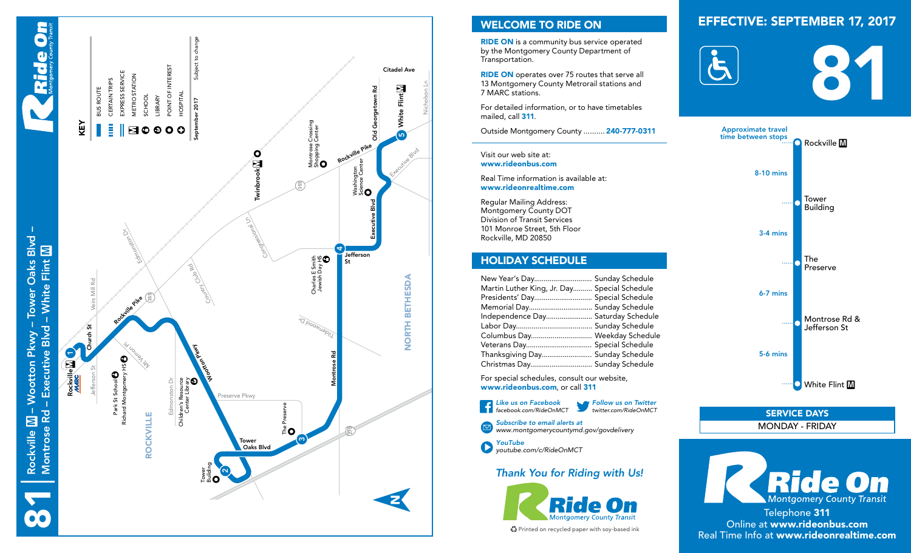# 81 Rockville M – Wootton Pkwy – Tower Oaks Blvd – Montrose Rd – Executive Blvd – White Flint M

**KEY**

- BUS ROUTE
- CERTAIN TRIPS
- EXPRESS SERVICE
- METRO STATION
- SCHOOL
- LIBRARY
- POINT OF INTEREST
- HOSPITAL

September 2017 — Subject to change

Rockville M MARC
Church St
Jefferson St
Veirs Mill Rd
Rockville Pike
Edmonston Dr
Mt Vernon Pl
Park St School
Richard Montgomery HS
Children's Resource Center Library
Wootton Pkwy
Preserve Pkwy
Tower Oaks Blvd
Tower Building
The Preserve
ROCKVILLE
Congressional Ln
Country Club Rd
Tildenwood Dr
Twinbrook M
Montrose Rd
Charles E Smith Jewish Day HS
Jefferson St
Montrose Crossing Shopping Center
Washington Science Center
Executive Blvd
Old Georgetown Rd
White Flint M
Citadel Ave
Nicholson Ln
NORTH BETHESDA

## WELCOME TO RIDE ON

**RIDE ON** is a community bus service operated by the Montgomery County Department of Transportation.

**RIDE ON** operates over 75 routes that serve all 13 Montgomery County Metrorail stations and 7 MARC stations.

For detailed information, or to have timetables mailed, call **311**.

Outside Montgomery County .......... **240-777-0311**

Visit our web site at:
**www.rideonbus.com**

Real Time information is available at:
**www.rideonrealtime.com**

Regular Mailing Address:
Montgomery County DOT
Division of Transit Services
101 Monroe Street, 5th Floor
Rockville, MD 20850

## HOLIDAY SCHEDULE

| | |
|---|---|
| New Year's Day | Sunday Schedule |
| Martin Luther King, Jr. Day | Special Schedule |
| Presidents' Day | Special Schedule |
| Memorial Day | Sunday Schedule |
| Independence Day | Saturday Schedule |
| Labor Day | Sunday Schedule |
| Columbus Day | Weekday Schedule |
| Veterans Day | Special Schedule |
| Thanksgiving Day | Sunday Schedule |
| Christmas Day | Sunday Schedule |

For special schedules, consult our website, **www.rideonbus.com**, or call **311**

*Like us on Facebook* facebook.com/RideOnMCT

*Follow us on Twitter* twitter.com/RideOnMCT

*Subscribe to email alerts at* www.montgomerycountymd.gov/govdelivery

*YouTube* youtube.com/c/RideOnMCT

*Thank You for Riding with Us!*

Ride On Montgomery County Transit

Printed on recycled paper with soy-based ink

## EFFECTIVE: SEPTEMBER 17, 2017

# 81

Approximate travel time between stops

- Rockville M
- 8-10 mins
- Tower Building
- 3-4 mins
- The Preserve
- 6-7 mins
- Montrose Rd & Jefferson St
- 5-6 mins
- White Flint M

**SERVICE DAYS**
MONDAY - FRIDAY

Ride On Montgomery County Transit
Telephone **311**
Online at **www.rideonbus.com**
Real Time Info at **www.rideonrealtime.com**